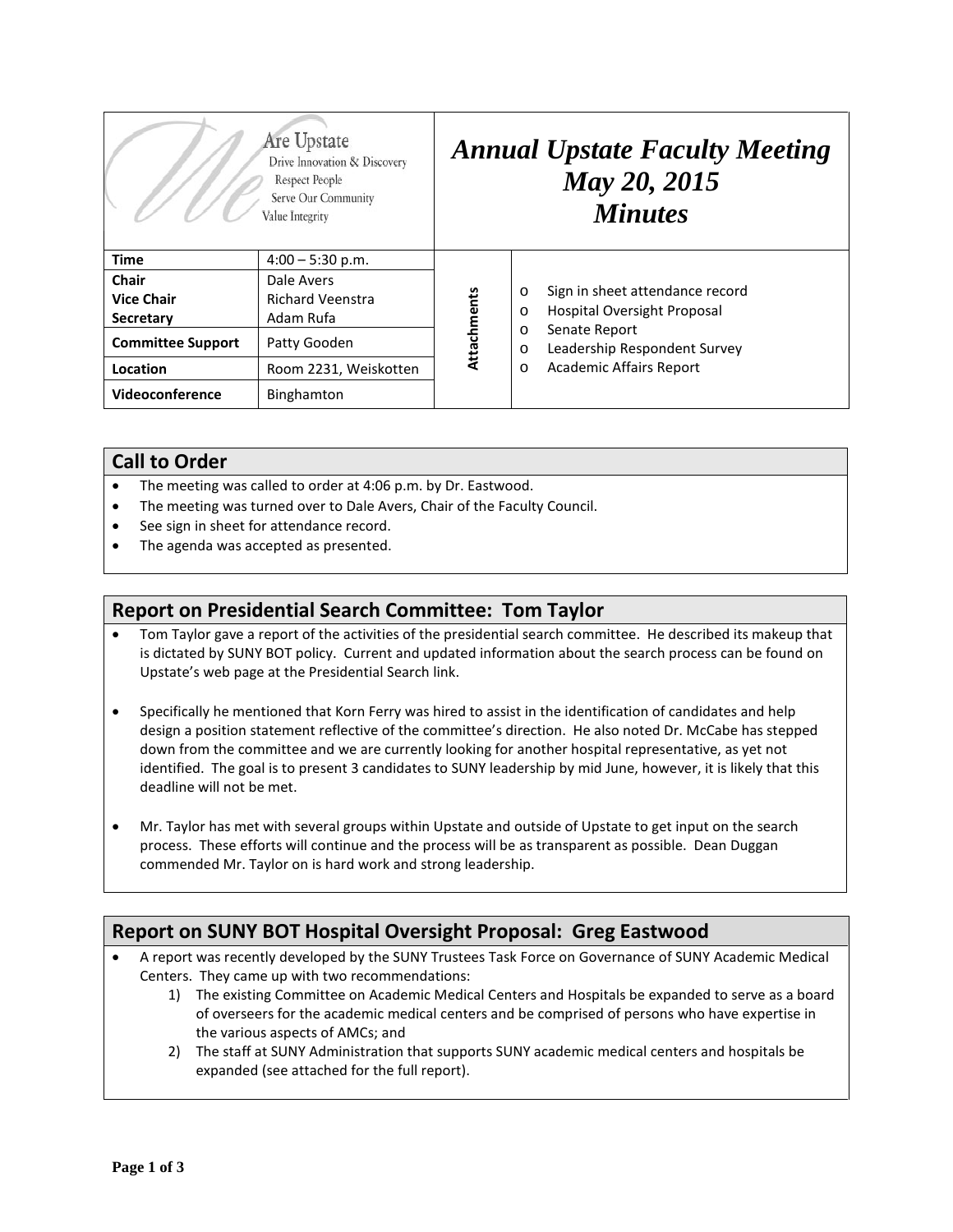We Are Upstate
Drive Innovation & Discovery
Respect People
Serve Our Community
Value Integrity

# *Annual Upstate Faculty Meeting May 20, 2015 Minutes*

| | | | |
|---|---|---|---|
| **Time** | 4:00 – 5:30 p.m. | **Attachments** | o Sign in sheet attendance record<br>o Hospital Oversight Proposal<br>o Senate Report<br>o Leadership Respondent Survey<br>o Academic Affairs Report |
| **Chair**<br>**Vice Chair**<br>**Secretary** | Dale Avers<br>Richard Veenstra<br>Adam Rufa | | |
| **Committee Support** | Patty Gooden | | |
| **Location** | Room 2231, Weiskotten | | |
| **Videoconference** | Binghamton | | |

## Call to Order

- The meeting was called to order at 4:06 p.m. by Dr. Eastwood.
- The meeting was turned over to Dale Avers, Chair of the Faculty Council.
- See sign in sheet for attendance record.
- The agenda was accepted as presented.

## Report on Presidential Search Committee: Tom Taylor

- Tom Taylor gave a report of the activities of the presidential search committee. He described its makeup that is dictated by SUNY BOT policy. Current and updated information about the search process can be found on Upstate's web page at the Presidential Search link.

- Specifically he mentioned that Korn Ferry was hired to assist in the identification of candidates and help design a position statement reflective of the committee's direction. He also noted Dr. McCabe has stepped down from the committee and we are currently looking for another hospital representative, as yet not identified. The goal is to present 3 candidates to SUNY leadership by mid June, however, it is likely that this deadline will not be met.

- Mr. Taylor has met with several groups within Upstate and outside of Upstate to get input on the search process. These efforts will continue and the process will be as transparent as possible. Dean Duggan commended Mr. Taylor on is hard work and strong leadership.

## Report on SUNY BOT Hospital Oversight Proposal: Greg Eastwood

- A report was recently developed by the SUNY Trustees Task Force on Governance of SUNY Academic Medical Centers. They came up with two recommendations:
  1) The existing Committee on Academic Medical Centers and Hospitals be expanded to serve as a board of overseers for the academic medical centers and be comprised of persons who have expertise in the various aspects of AMCs; and
  2) The staff at SUNY Administration that supports SUNY academic medical centers and hospitals be expanded (see attached for the full report).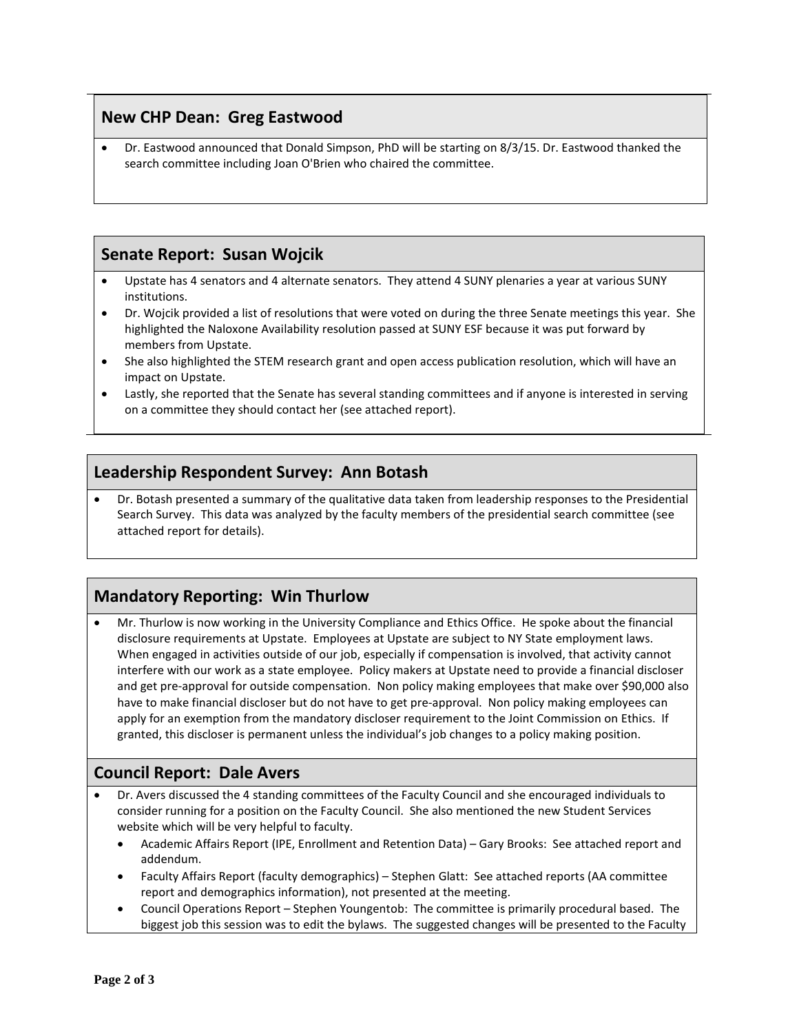## New CHP Dean: Greg Eastwood

- Dr. Eastwood announced that Donald Simpson, PhD will be starting on 8/3/15. Dr. Eastwood thanked the search committee including Joan O'Brien who chaired the committee.

## Senate Report: Susan Wojcik

- Upstate has 4 senators and 4 alternate senators. They attend 4 SUNY plenaries a year at various SUNY institutions.
- Dr. Wojcik provided a list of resolutions that were voted on during the three Senate meetings this year. She highlighted the Naloxone Availability resolution passed at SUNY ESF because it was put forward by members from Upstate.
- She also highlighted the STEM research grant and open access publication resolution, which will have an impact on Upstate.
- Lastly, she reported that the Senate has several standing committees and if anyone is interested in serving on a committee they should contact her (see attached report).

## Leadership Respondent Survey: Ann Botash

- Dr. Botash presented a summary of the qualitative data taken from leadership responses to the Presidential Search Survey. This data was analyzed by the faculty members of the presidential search committee (see attached report for details).

## Mandatory Reporting: Win Thurlow

- Mr. Thurlow is now working in the University Compliance and Ethics Office. He spoke about the financial disclosure requirements at Upstate. Employees at Upstate are subject to NY State employment laws. When engaged in activities outside of our job, especially if compensation is involved, that activity cannot interfere with our work as a state employee. Policy makers at Upstate need to provide a financial discloser and get pre-approval for outside compensation. Non policy making employees that make over $90,000 also have to make financial discloser but do not have to get pre-approval. Non policy making employees can apply for an exemption from the mandatory discloser requirement to the Joint Commission on Ethics. If granted, this discloser is permanent unless the individual's job changes to a policy making position.

## Council Report: Dale Avers

- Dr. Avers discussed the 4 standing committees of the Faculty Council and she encouraged individuals to consider running for a position on the Faculty Council. She also mentioned the new Student Services website which will be very helpful to faculty.
  - Academic Affairs Report (IPE, Enrollment and Retention Data) – Gary Brooks: See attached report and addendum.
  - Faculty Affairs Report (faculty demographics) – Stephen Glatt: See attached reports (AA committee report and demographics information), not presented at the meeting.
  - Council Operations Report – Stephen Youngentob: The committee is primarily procedural based. The biggest job this session was to edit the bylaws. The suggested changes will be presented to the Faculty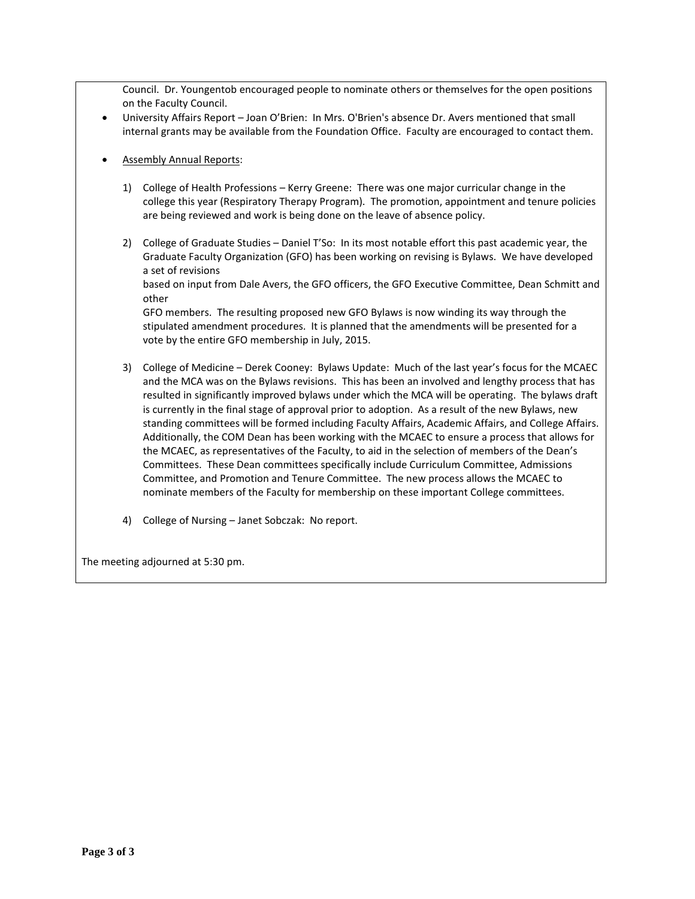Council. Dr. Youngentob encouraged people to nominate others or themselves for the open positions on the Faculty Council.

- University Affairs Report – Joan O'Brien: In Mrs. O'Brien's absence Dr. Avers mentioned that small internal grants may be available from the Foundation Office. Faculty are encouraged to contact them.

- <u>Assembly Annual Reports</u>:

  1) College of Health Professions – Kerry Greene: There was one major curricular change in the college this year (Respiratory Therapy Program). The promotion, appointment and tenure policies are being reviewed and work is being done on the leave of absence policy.

  2) College of Graduate Studies – Daniel T'So: In its most notable effort this past academic year, the Graduate Faculty Organization (GFO) has been working on revising is Bylaws. We have developed a set of revisions
     based on input from Dale Avers, the GFO officers, the GFO Executive Committee, Dean Schmitt and other
     GFO members. The resulting proposed new GFO Bylaws is now winding its way through the stipulated amendment procedures. It is planned that the amendments will be presented for a vote by the entire GFO membership in July, 2015.

  3) College of Medicine – Derek Cooney: Bylaws Update: Much of the last year's focus for the MCAEC and the MCA was on the Bylaws revisions. This has been an involved and lengthy process that has resulted in significantly improved bylaws under which the MCA will be operating. The bylaws draft is currently in the final stage of approval prior to adoption. As a result of the new Bylaws, new standing committees will be formed including Faculty Affairs, Academic Affairs, and College Affairs. Additionally, the COM Dean has been working with the MCAEC to ensure a process that allows for the MCAEC, as representatives of the Faculty, to aid in the selection of members of the Dean's Committees. These Dean committees specifically include Curriculum Committee, Admissions Committee, and Promotion and Tenure Committee. The new process allows the MCAEC to nominate members of the Faculty for membership on these important College committees.

  4) College of Nursing – Janet Sobczak: No report.

The meeting adjourned at 5:30 pm.